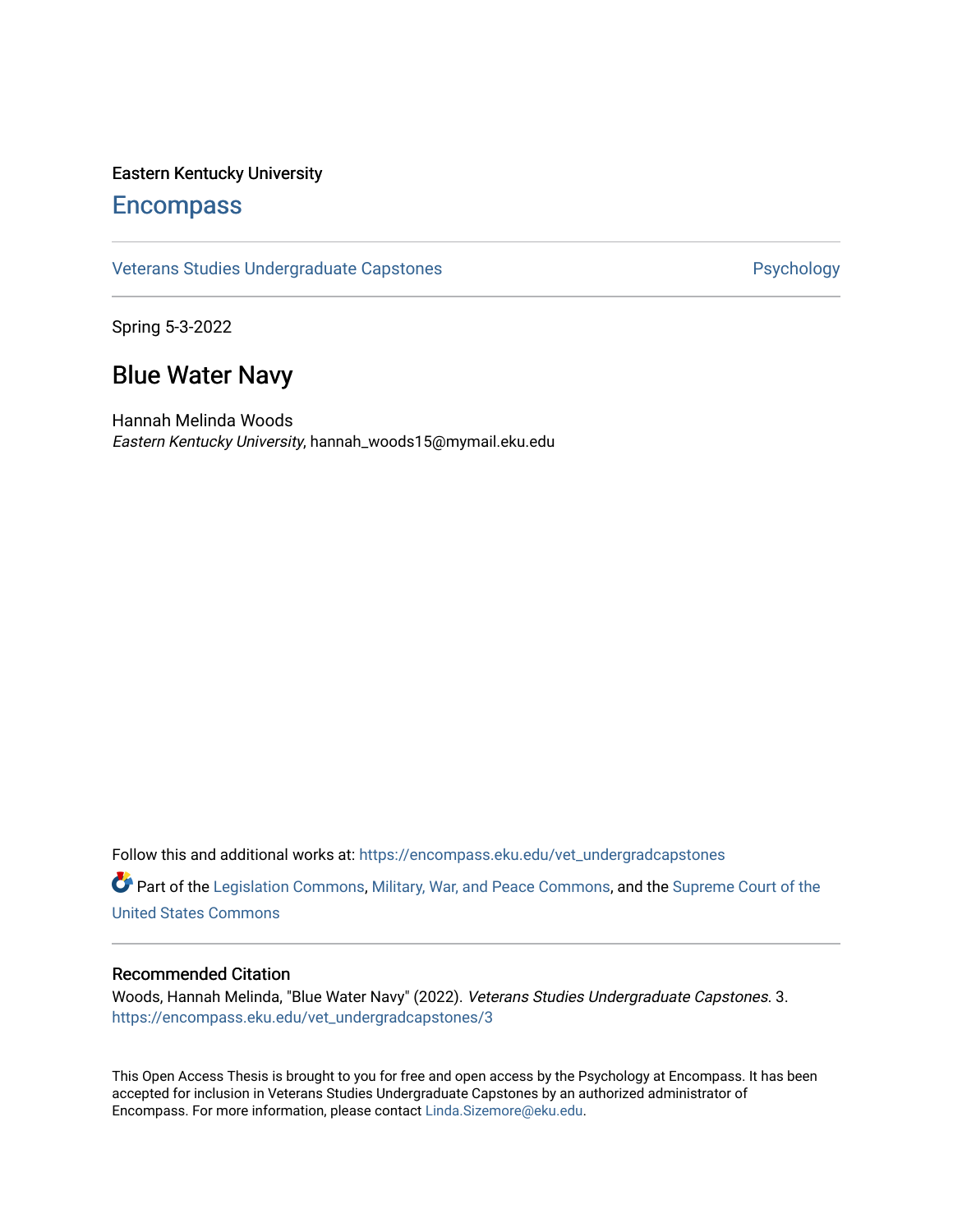Eastern Kentucky University

# Encompass

Veterans Studies Undergraduate Capstones | Psychology

Spring 5-3-2022

## Blue Water Navy

Hannah Melinda Woods
*Eastern Kentucky University*, hannah_woods15@mymail.eku.edu

Follow this and additional works at: https://encompass.eku.edu/vet_undergradcapstones

Part of the Legislation Commons, Military, War, and Peace Commons, and the Supreme Court of the United States Commons

### Recommended Citation

Woods, Hannah Melinda, "Blue Water Navy" (2022). *Veterans Studies Undergraduate Capstones*. 3.
https://encompass.eku.edu/vet_undergradcapstones/3

This Open Access Thesis is brought to you for free and open access by the Psychology at Encompass. It has been accepted for inclusion in Veterans Studies Undergraduate Capstones by an authorized administrator of Encompass. For more information, please contact Linda.Sizemore@eku.edu.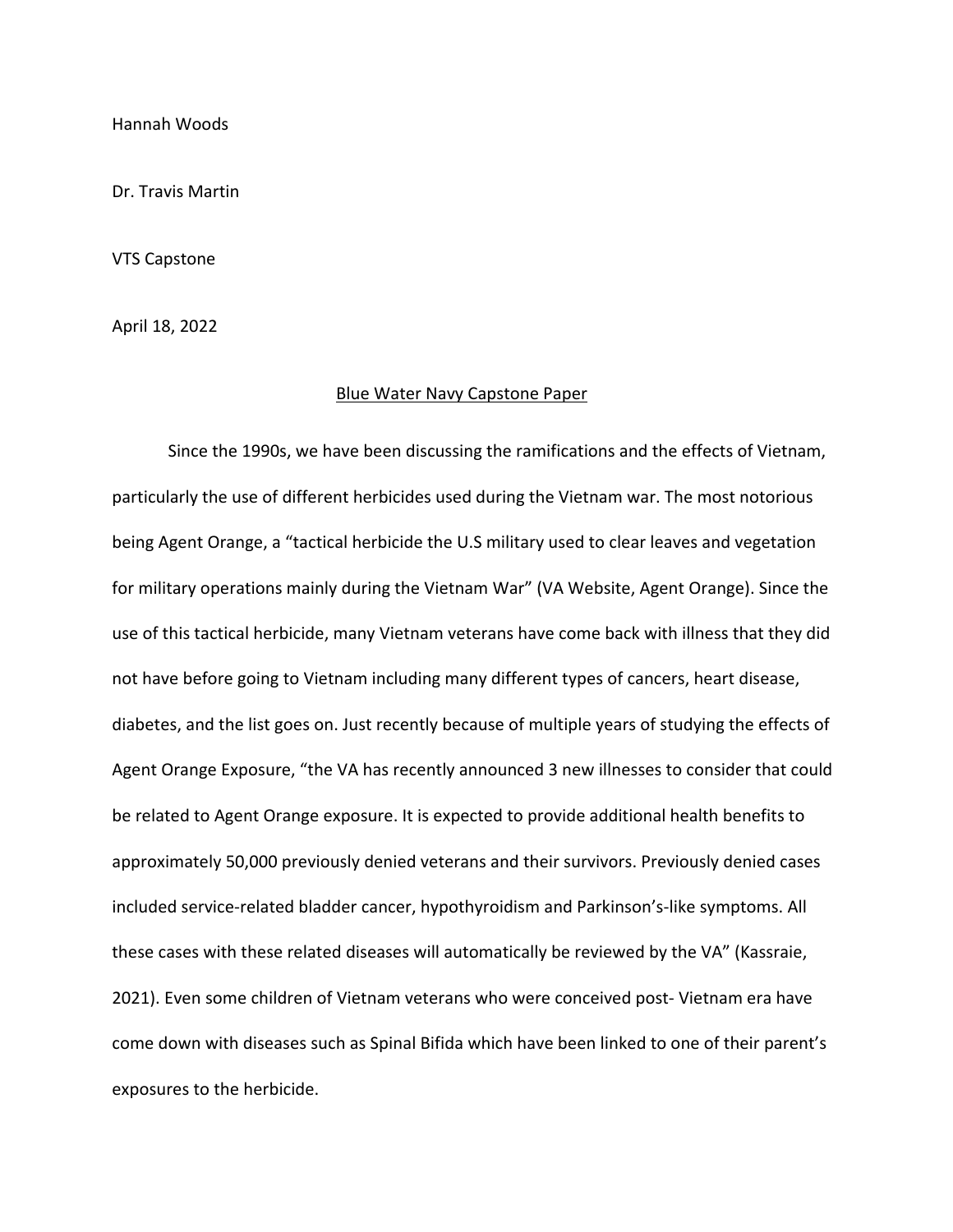Hannah Woods

Dr. Travis Martin

VTS Capstone

April 18, 2022

<u>Blue Water Navy Capstone Paper</u>

Since the 1990s, we have been discussing the ramifications and the effects of Vietnam, particularly the use of different herbicides used during the Vietnam war. The most notorious being Agent Orange, a "tactical herbicide the U.S military used to clear leaves and vegetation for military operations mainly during the Vietnam War" (VA Website, Agent Orange). Since the use of this tactical herbicide, many Vietnam veterans have come back with illness that they did not have before going to Vietnam including many different types of cancers, heart disease, diabetes, and the list goes on. Just recently because of multiple years of studying the effects of Agent Orange Exposure, "the VA has recently announced 3 new illnesses to consider that could be related to Agent Orange exposure. It is expected to provide additional health benefits to approximately 50,000 previously denied veterans and their survivors. Previously denied cases included service-related bladder cancer, hypothyroidism and Parkinson's-like symptoms. All these cases with these related diseases will automatically be reviewed by the VA" (Kassraie, 2021). Even some children of Vietnam veterans who were conceived post- Vietnam era have come down with diseases such as Spinal Bifida which have been linked to one of their parent's exposures to the herbicide.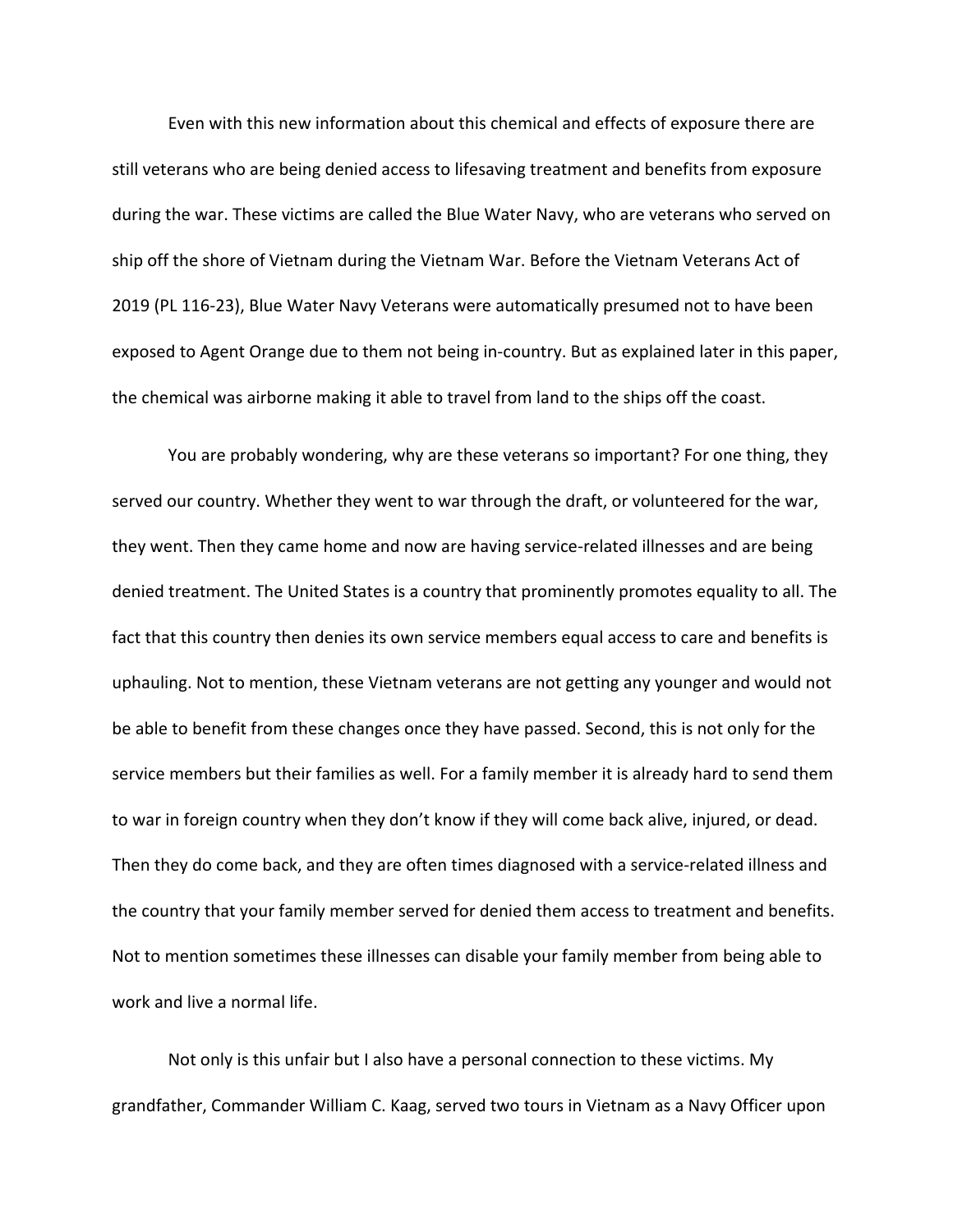Even with this new information about this chemical and effects of exposure there are still veterans who are being denied access to lifesaving treatment and benefits from exposure during the war. These victims are called the Blue Water Navy, who are veterans who served on ship off the shore of Vietnam during the Vietnam War. Before the Vietnam Veterans Act of 2019 (PL 116-23), Blue Water Navy Veterans were automatically presumed not to have been exposed to Agent Orange due to them not being in-country. But as explained later in this paper, the chemical was airborne making it able to travel from land to the ships off the coast.

You are probably wondering, why are these veterans so important? For one thing, they served our country. Whether they went to war through the draft, or volunteered for the war, they went. Then they came home and now are having service-related illnesses and are being denied treatment. The United States is a country that prominently promotes equality to all. The fact that this country then denies its own service members equal access to care and benefits is uphauling. Not to mention, these Vietnam veterans are not getting any younger and would not be able to benefit from these changes once they have passed. Second, this is not only for the service members but their families as well. For a family member it is already hard to send them to war in foreign country when they don't know if they will come back alive, injured, or dead. Then they do come back, and they are often times diagnosed with a service-related illness and the country that your family member served for denied them access to treatment and benefits. Not to mention sometimes these illnesses can disable your family member from being able to work and live a normal life.

Not only is this unfair but I also have a personal connection to these victims. My grandfather, Commander William C. Kaag, served two tours in Vietnam as a Navy Officer upon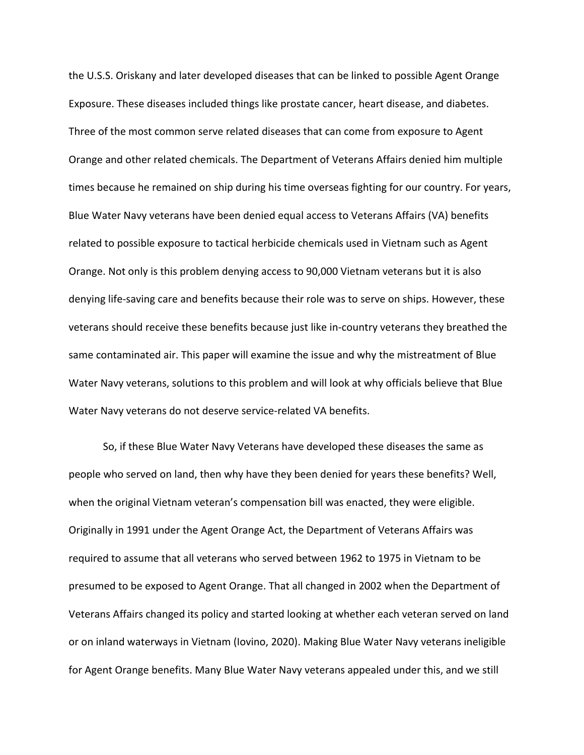the U.S.S. Oriskany and later developed diseases that can be linked to possible Agent Orange Exposure. These diseases included things like prostate cancer, heart disease, and diabetes. Three of the most common serve related diseases that can come from exposure to Agent Orange and other related chemicals. The Department of Veterans Affairs denied him multiple times because he remained on ship during his time overseas fighting for our country. For years, Blue Water Navy veterans have been denied equal access to Veterans Affairs (VA) benefits related to possible exposure to tactical herbicide chemicals used in Vietnam such as Agent Orange. Not only is this problem denying access to 90,000 Vietnam veterans but it is also denying life-saving care and benefits because their role was to serve on ships. However, these veterans should receive these benefits because just like in-country veterans they breathed the same contaminated air. This paper will examine the issue and why the mistreatment of Blue Water Navy veterans, solutions to this problem and will look at why officials believe that Blue Water Navy veterans do not deserve service-related VA benefits.

So, if these Blue Water Navy Veterans have developed these diseases the same as people who served on land, then why have they been denied for years these benefits? Well, when the original Vietnam veteran's compensation bill was enacted, they were eligible. Originally in 1991 under the Agent Orange Act, the Department of Veterans Affairs was required to assume that all veterans who served between 1962 to 1975 in Vietnam to be presumed to be exposed to Agent Orange. That all changed in 2002 when the Department of Veterans Affairs changed its policy and started looking at whether each veteran served on land or on inland waterways in Vietnam (Iovino, 2020). Making Blue Water Navy veterans ineligible for Agent Orange benefits. Many Blue Water Navy veterans appealed under this, and we still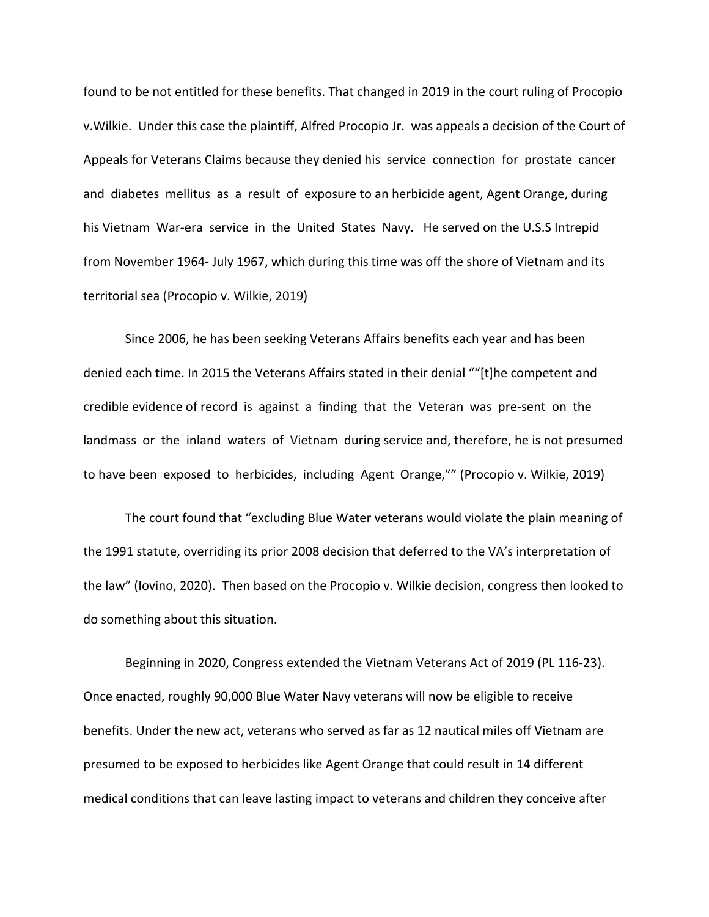found to be not entitled for these benefits. That changed in 2019 in the court ruling of Procopio v.Wilkie. Under this case the plaintiff, Alfred Procopio Jr. was appeals a decision of the Court of Appeals for Veterans Claims because they denied his service connection for prostate cancer and diabetes mellitus as a result of exposure to an herbicide agent, Agent Orange, during his Vietnam War-era service in the United States Navy. He served on the U.S.S Intrepid from November 1964- July 1967, which during this time was off the shore of Vietnam and its territorial sea (Procopio v. Wilkie, 2019)

Since 2006, he has been seeking Veterans Affairs benefits each year and has been denied each time. In 2015 the Veterans Affairs stated in their denial ""[t]he competent and credible evidence of record is against a finding that the Veteran was pre-sent on the landmass or the inland waters of Vietnam during service and, therefore, he is not presumed to have been exposed to herbicides, including Agent Orange,"" (Procopio v. Wilkie, 2019)

The court found that "excluding Blue Water veterans would violate the plain meaning of the 1991 statute, overriding its prior 2008 decision that deferred to the VA's interpretation of the law" (Iovino, 2020). Then based on the Procopio v. Wilkie decision, congress then looked to do something about this situation.

Beginning in 2020, Congress extended the Vietnam Veterans Act of 2019 (PL 116-23). Once enacted, roughly 90,000 Blue Water Navy veterans will now be eligible to receive benefits. Under the new act, veterans who served as far as 12 nautical miles off Vietnam are presumed to be exposed to herbicides like Agent Orange that could result in 14 different medical conditions that can leave lasting impact to veterans and children they conceive after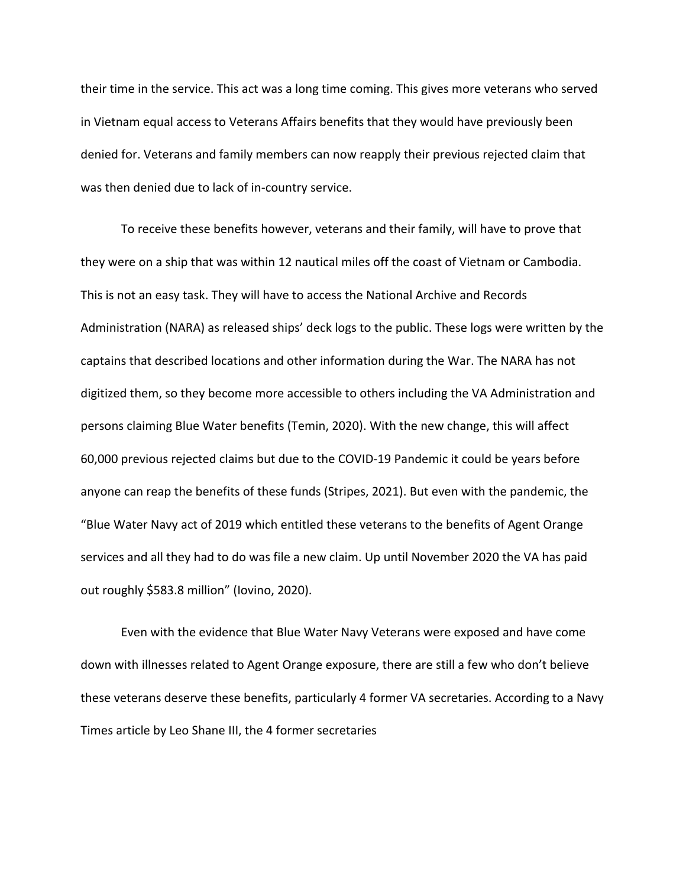their time in the service. This act was a long time coming. This gives more veterans who served in Vietnam equal access to Veterans Affairs benefits that they would have previously been denied for. Veterans and family members can now reapply their previous rejected claim that was then denied due to lack of in-country service.

To receive these benefits however, veterans and their family, will have to prove that they were on a ship that was within 12 nautical miles off the coast of Vietnam or Cambodia. This is not an easy task. They will have to access the National Archive and Records Administration (NARA) as released ships' deck logs to the public. These logs were written by the captains that described locations and other information during the War. The NARA has not digitized them, so they become more accessible to others including the VA Administration and persons claiming Blue Water benefits (Temin, 2020). With the new change, this will affect 60,000 previous rejected claims but due to the COVID-19 Pandemic it could be years before anyone can reap the benefits of these funds (Stripes, 2021). But even with the pandemic, the "Blue Water Navy act of 2019 which entitled these veterans to the benefits of Agent Orange services and all they had to do was file a new claim. Up until November 2020 the VA has paid out roughly $583.8 million" (Iovino, 2020).

Even with the evidence that Blue Water Navy Veterans were exposed and have come down with illnesses related to Agent Orange exposure, there are still a few who don't believe these veterans deserve these benefits, particularly 4 former VA secretaries. According to a Navy Times article by Leo Shane III, the 4 former secretaries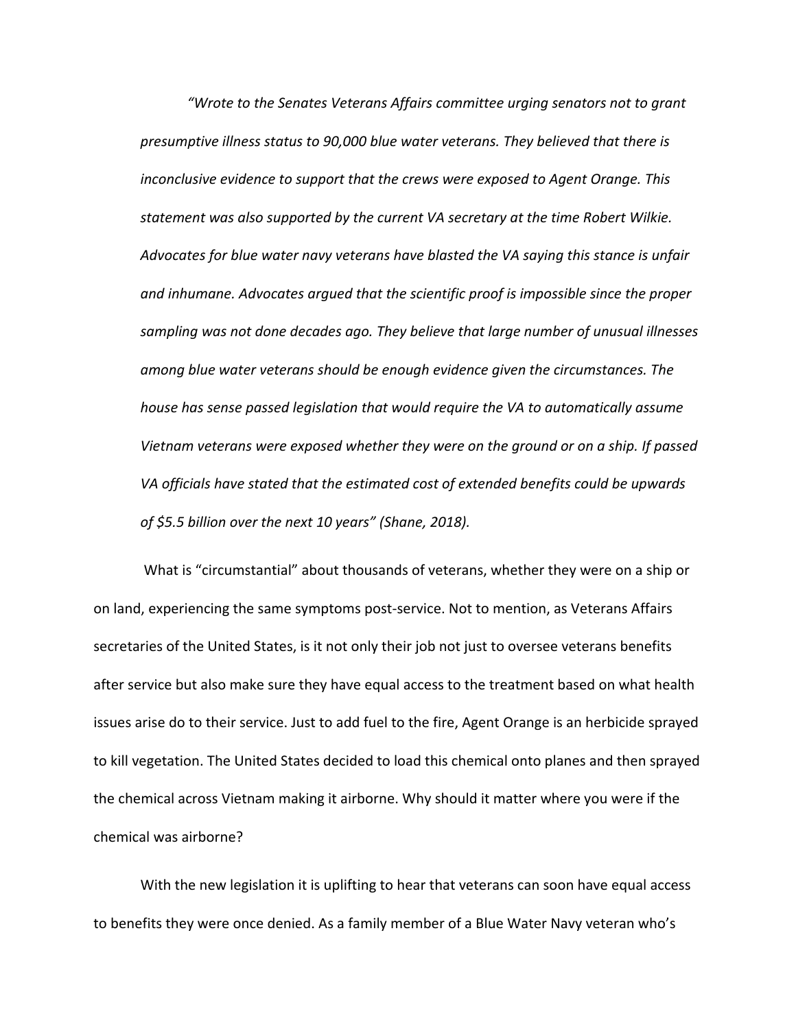*"Wrote to the Senates Veterans Affairs committee urging senators not to grant presumptive illness status to 90,000 blue water veterans. They believed that there is inconclusive evidence to support that the crews were exposed to Agent Orange. This statement was also supported by the current VA secretary at the time Robert Wilkie. Advocates for blue water navy veterans have blasted the VA saying this stance is unfair and inhumane. Advocates argued that the scientific proof is impossible since the proper sampling was not done decades ago. They believe that large number of unusual illnesses among blue water veterans should be enough evidence given the circumstances. The house has sense passed legislation that would require the VA to automatically assume Vietnam veterans were exposed whether they were on the ground or on a ship. If passed VA officials have stated that the estimated cost of extended benefits could be upwards of $5.5 billion over the next 10 years" (Shane, 2018).*

What is "circumstantial" about thousands of veterans, whether they were on a ship or on land, experiencing the same symptoms post-service. Not to mention, as Veterans Affairs secretaries of the United States, is it not only their job not just to oversee veterans benefits after service but also make sure they have equal access to the treatment based on what health issues arise do to their service. Just to add fuel to the fire, Agent Orange is an herbicide sprayed to kill vegetation. The United States decided to load this chemical onto planes and then sprayed the chemical across Vietnam making it airborne. Why should it matter where you were if the chemical was airborne?

With the new legislation it is uplifting to hear that veterans can soon have equal access to benefits they were once denied. As a family member of a Blue Water Navy veteran who's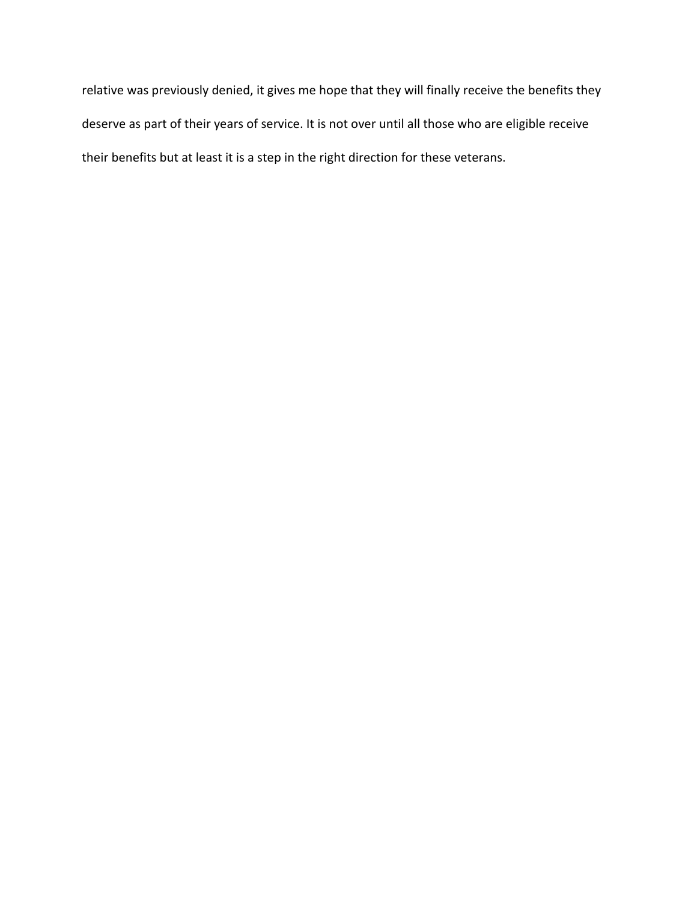relative was previously denied, it gives me hope that they will finally receive the benefits they deserve as part of their years of service. It is not over until all those who are eligible receive their benefits but at least it is a step in the right direction for these veterans.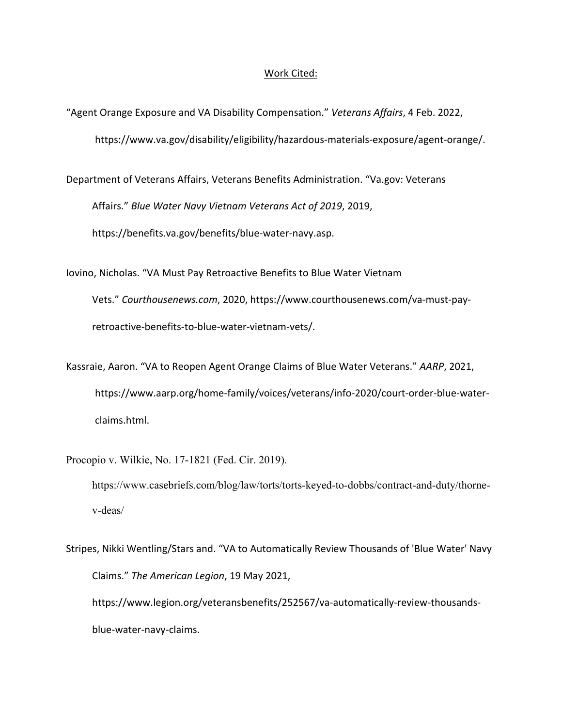## Work Cited:

"Agent Orange Exposure and VA Disability Compensation." *Veterans Affairs*, 4 Feb. 2022, https://www.va.gov/disability/eligibility/hazardous-materials-exposure/agent-orange/.

Department of Veterans Affairs, Veterans Benefits Administration. "Va.gov: Veterans Affairs." *Blue Water Navy Vietnam Veterans Act of 2019*, 2019, https://benefits.va.gov/benefits/blue-water-navy.asp.

Iovino, Nicholas. "VA Must Pay Retroactive Benefits to Blue Water Vietnam Vets." *Courthousenews.com*, 2020, https://www.courthousenews.com/va-must-pay-retroactive-benefits-to-blue-water-vietnam-vets/.

Kassraie, Aaron. "VA to Reopen Agent Orange Claims of Blue Water Veterans." *AARP*, 2021, https://www.aarp.org/home-family/voices/veterans/info-2020/court-order-blue-water-claims.html.

Procopio v. Wilkie, No. 17-1821 (Fed. Cir. 2019). https://www.casebriefs.com/blog/law/torts/torts-keyed-to-dobbs/contract-and-duty/thorne-v-deas/

Stripes, Nikki Wentling/Stars and. "VA to Automatically Review Thousands of 'Blue Water' Navy Claims." *The American Legion*, 19 May 2021, https://www.legion.org/veteransbenefits/252567/va-automatically-review-thousands-blue-water-navy-claims.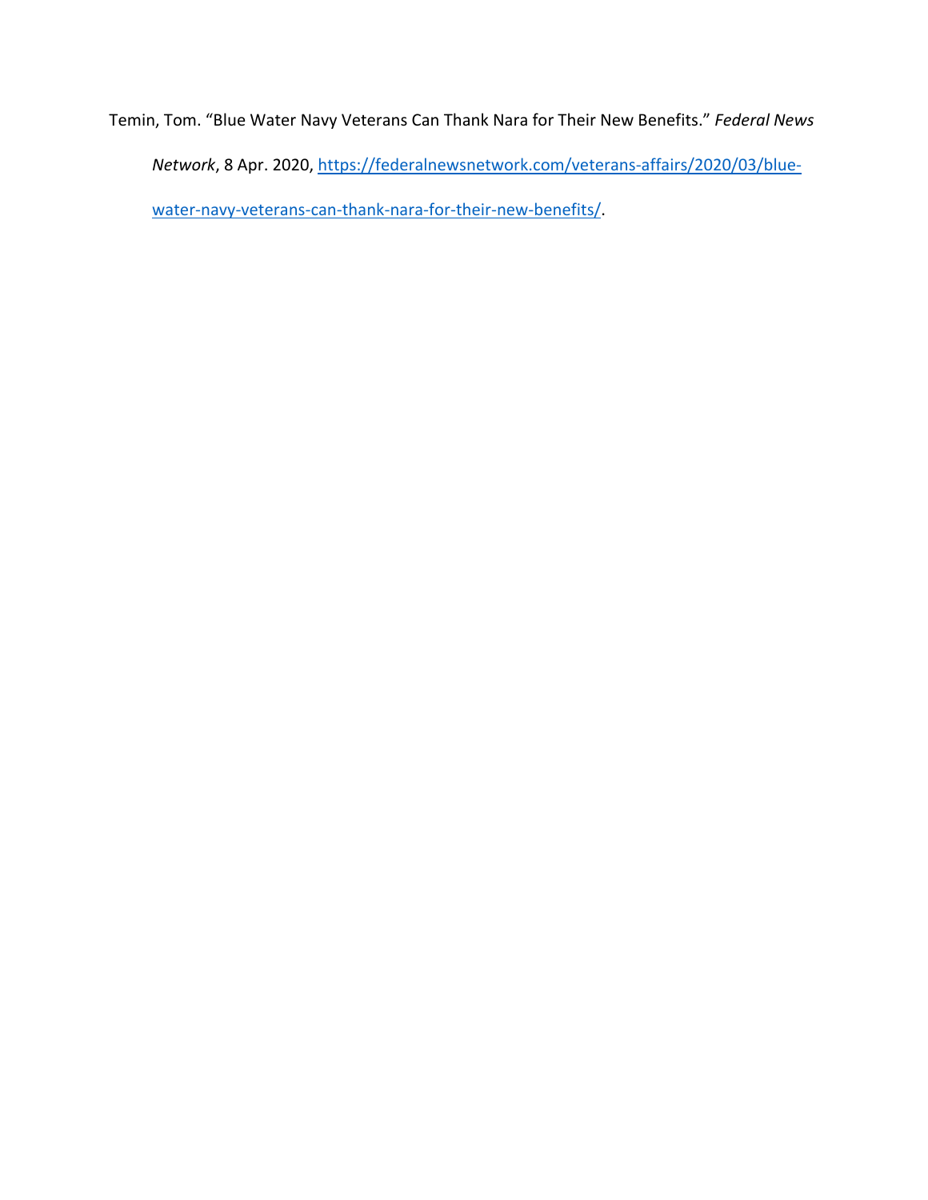Temin, Tom. “Blue Water Navy Veterans Can Thank Nara for Their New Benefits.” *Federal News Network*, 8 Apr. 2020, https://federalnewsnetwork.com/veterans-affairs/2020/03/blue-water-navy-veterans-can-thank-nara-for-their-new-benefits/.